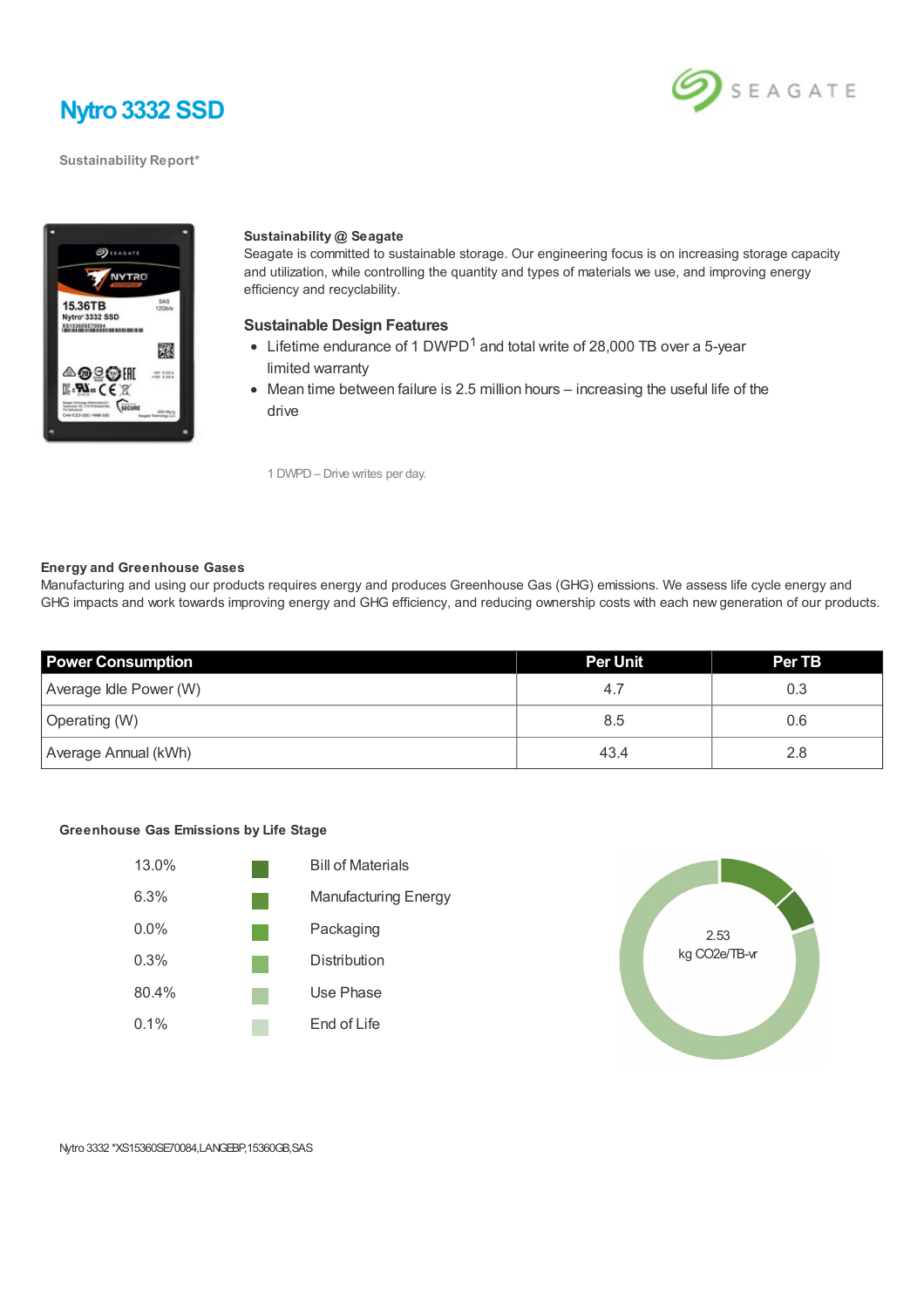# Nytro 3332 SSD

Sustainability Report*

**Sustainability @ Seagate**

Seagate is committed to sustainable storage. Our engineering focus is on increasing storage capacity and utilization, while controlling the quantity and types of materials we use, and improving energy efficiency and recyclability.

## Sustainable Design Features

- Lifetime endurance of 1 DWPD[1] and total write of 28,000 TB over a 5-year limited warranty
- Mean time between failure is 2.5 million hours – increasing the useful life of the drive

1 DWPD – Drive writes per day.

**Energy and Greenhouse Gases**

Manufacturing and using our products requires energy and produces Greenhouse Gas (GHG) emissions. We assess life cycle energy and GHG impacts and work towards improving energy and GHG efficiency, and reducing ownership costs with each new generation of our products.

| Power Consumption | Per Unit | Per TB |
|---|---|---|
| Average Idle Power (W) | 4.7 | 0.3 |
| Operating (W) | 8.5 | 0.6 |
| Average Annual (kWh) | 43.4 | 2.8 |

**Greenhouse Gas Emissions by Life Stage**

| | |
|---|---|
| 13.0% | Bill of Materials |
| 6.3% | Manufacturing Energy |
| 0.0% | Packaging |
| 0.3% | Distribution |
| 80.4% | Use Phase |
| 0.1% | End of Life |

2.53 kg CO2e/TB-yr

Nytro 3332 *XS15360SE70084,LANGEBP,15360GB,SAS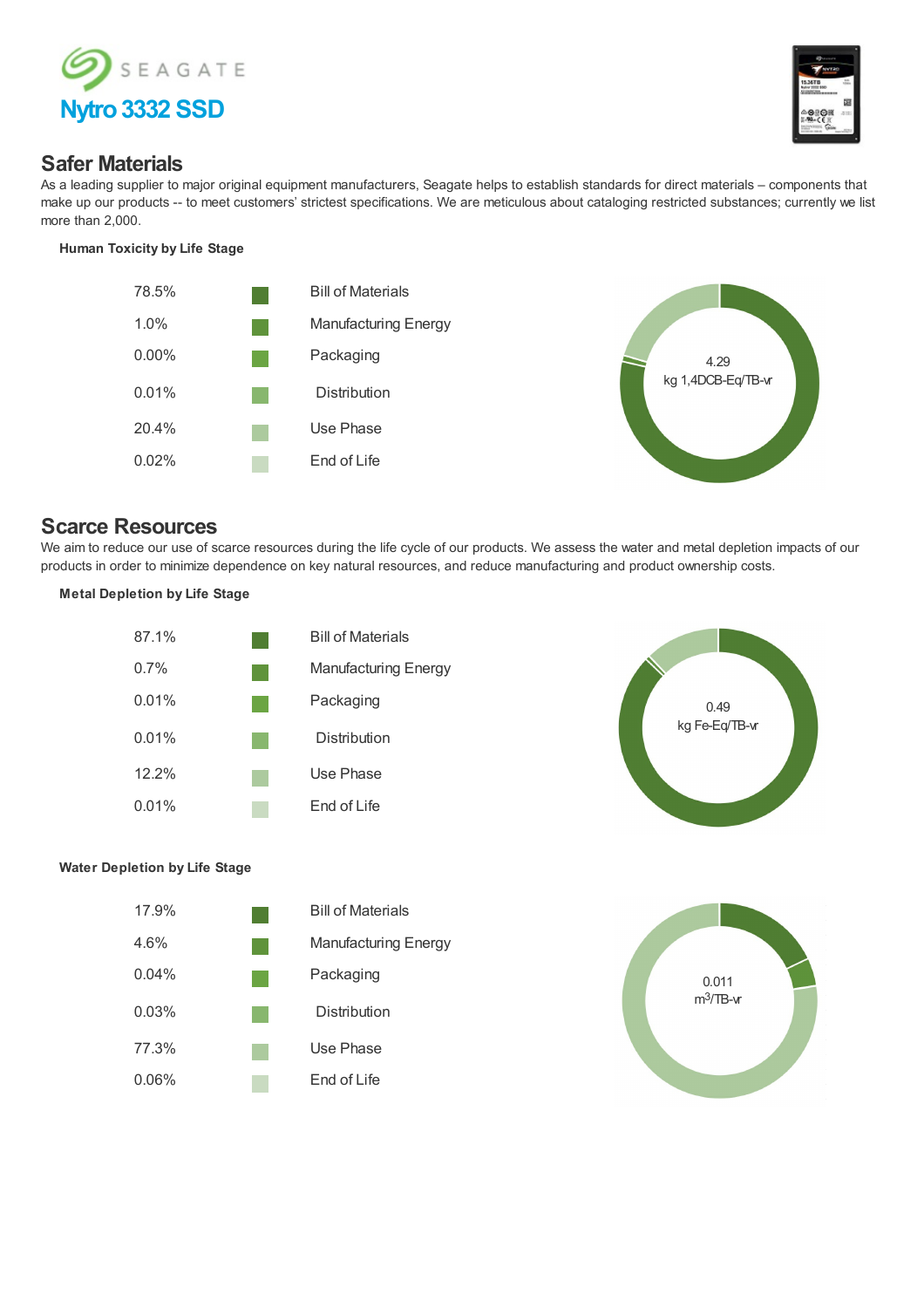Seagate

# Nytro 3332 SSD

## Safer Materials

As a leading supplier to major original equipment manufacturers, Seagate helps to establish standards for direct materials – components that make up our products -- to meet customers' strictest specifications. We are meticulous about cataloging restricted substances; currently we list more than 2,000.

### Human Toxicity by Life Stage

| Share | Life Stage |
|---|---|
| 78.5% | Bill of Materials |
| 1.0% | Manufacturing Energy |
| 0.00% | Packaging |
| 0.01% | Distribution |
| 20.4% | Use Phase |
| 0.02% | End of Life |

4.29 kg 1,4DCB-Eq/TB-yr

## Scarce Resources

We aim to reduce our use of scarce resources during the life cycle of our products. We assess the water and metal depletion impacts of our products in order to minimize dependence on key natural resources, and reduce manufacturing and product ownership costs.

### Metal Depletion by Life Stage

| Share | Life Stage |
|---|---|
| 87.1% | Bill of Materials |
| 0.7% | Manufacturing Energy |
| 0.01% | Packaging |
| 0.01% | Distribution |
| 12.2% | Use Phase |
| 0.01% | End of Life |

0.49 kg Fe-Eq/TB-yr

### Water Depletion by Life Stage

| Share | Life Stage |
|---|---|
| 17.9% | Bill of Materials |
| 4.6% | Manufacturing Energy |
| 0.04% | Packaging |
| 0.03% | Distribution |
| 77.3% | Use Phase |
| 0.06% | End of Life |

0.011 $m^3$/TB-yr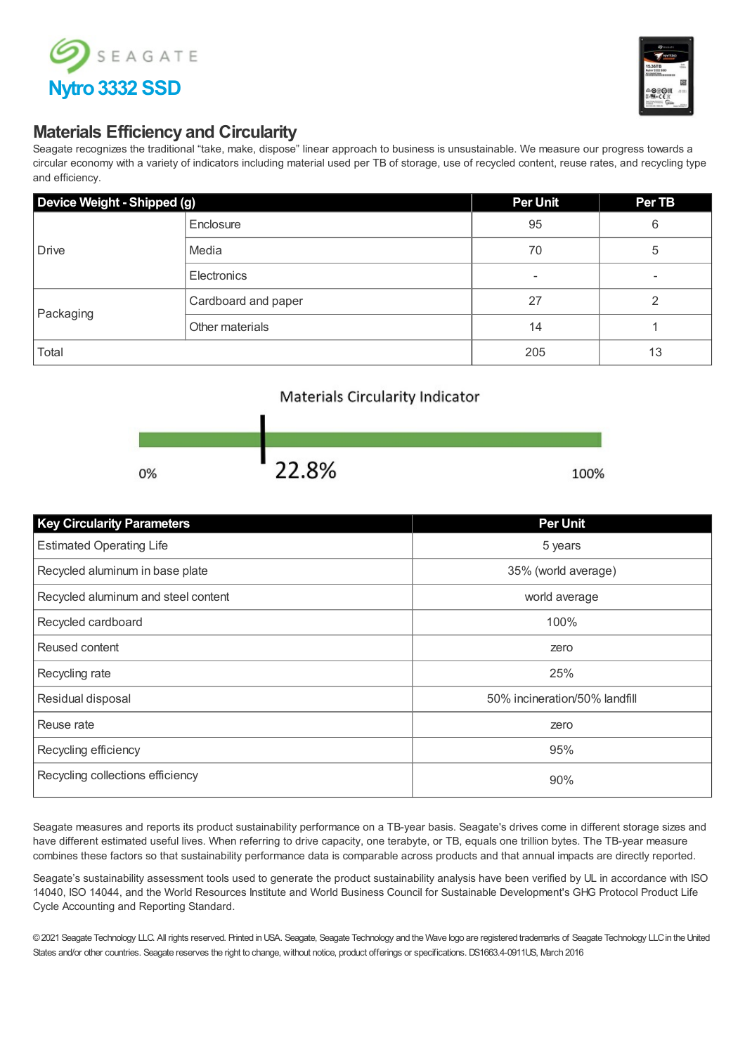SEAGATE

# Nytro 3332 SSD

## Materials Efficiency and Circularity

Seagate recognizes the traditional “take, make, dispose” linear approach to business is unsustainable. We measure our progress towards a circular economy with a variety of indicators including material used per TB of storage, use of recycled content, reuse rates, and recycling type and efficiency.

| Device Weight - Shipped (g) | | Per Unit | Per TB |
|---|---|---|---|
| Drive | Enclosure | 95 | 6 |
| | Media | 70 | 5 |
| | Electronics | - | - |
| Packaging | Cardboard and paper | 27 | 2 |
| | Other materials | 14 | 1 |
| Total | | 205 | 13 |

Materials Circularity Indicator

0%

22.8%

100%

| Key Circularity Parameters | Per Unit |
|---|---|
| Estimated Operating Life | 5 years |
| Recycled aluminum in base plate | 35% (world average) |
| Recycled aluminum and steel content | world average |
| Recycled cardboard | 100% |
| Reused content | zero |
| Recycling rate | 25% |
| Residual disposal | 50% incineration/50% landfill |
| Reuse rate | zero |
| Recycling efficiency | 95% |
| Recycling collections efficiency | 90% |

Seagate measures and reports its product sustainability performance on a TB-year basis. Seagate's drives come in different storage sizes and have different estimated useful lives. When referring to drive capacity, one terabyte, or TB, equals one trillion bytes. The TB-year measure combines these factors so that sustainability performance data is comparable across products and that annual impacts are directly reported.

Seagate’s sustainability assessment tools used to generate the product sustainability analysis have been verified by UL in accordance with ISO 14040, ISO 14044, and the World Resources Institute and World Business Council for Sustainable Development's GHG Protocol Product Life Cycle Accounting and Reporting Standard.

© 2021 Seagate Technology LLC. All rights reserved. Printed in USA. Seagate, Seagate Technology and the Wave logo are registered trademarks of Seagate Technology LLC in the United States and/or other countries. Seagate reserves the right to change, without notice, product offerings or specifications. DS1663.4-0911US, March 2016